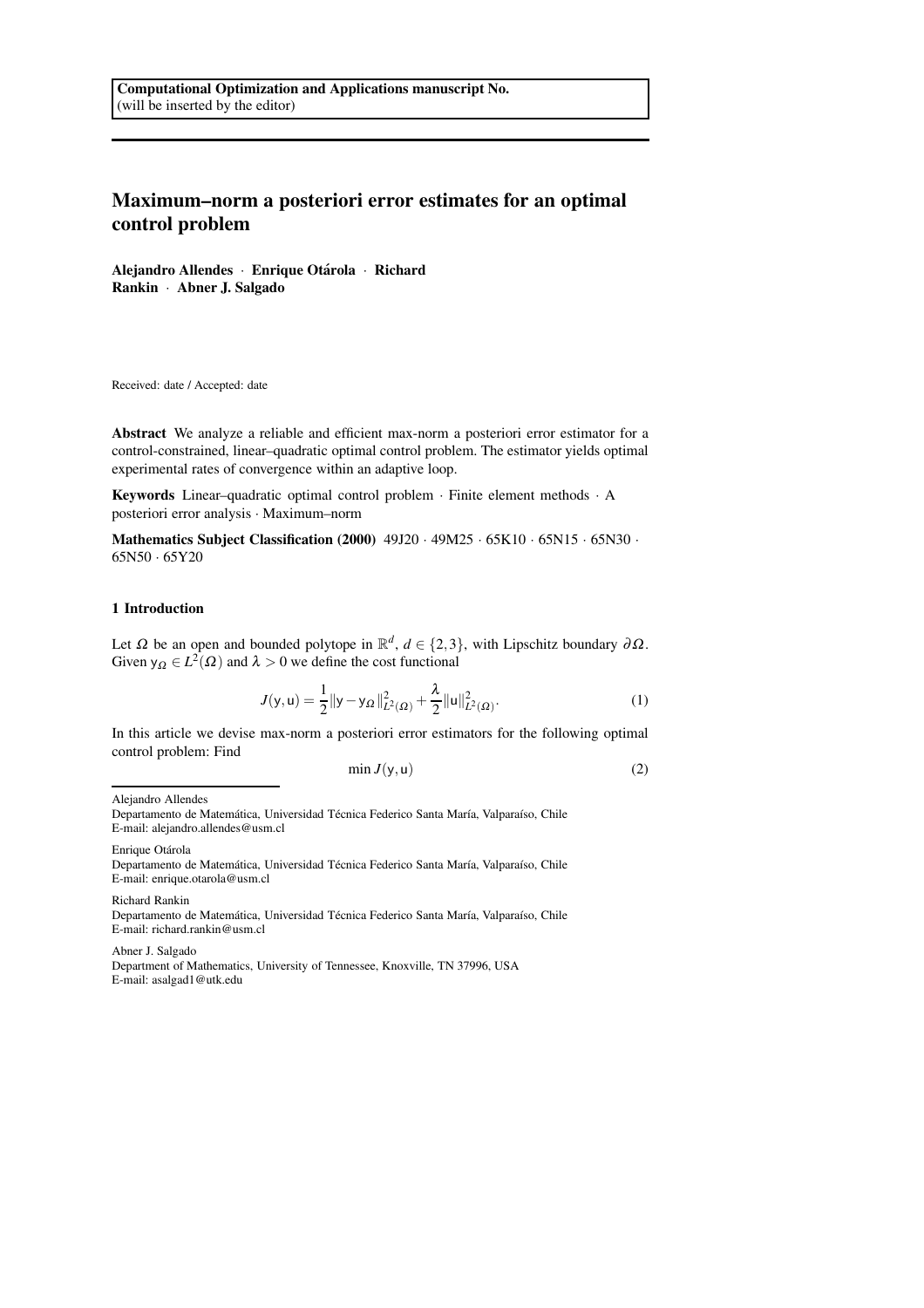**Computational Optimization and Applications manuscript No.**
(will be inserted by the editor)

# Maximum–norm a posteriori error estimates for an optimal control problem

**Alejandro Allendes** · **Enrique Otárola** · **Richard Rankin** · **Abner J. Salgado**

Received: date / Accepted: date

**Abstract** We analyze a reliable and efficient max-norm a posteriori error estimator for a control-constrained, linear–quadratic optimal control problem. The estimator yields optimal experimental rates of convergence within an adaptive loop.

**Keywords** Linear–quadratic optimal control problem · Finite element methods · A posteriori error analysis · Maximum–norm

**Mathematics Subject Classification (2000)** 49J20 · 49M25 · 65K10 · 65N15 · 65N30 · 65N50 · 65Y20

## 1 Introduction

Let $\Omega$ be an open and bounded polytope in $\mathbb{R}^d$, $d \in \{2,3\}$, with Lipschitz boundary $\partial\Omega$. Given $\mathsf{y}_\Omega \in L^2(\Omega)$ and $\lambda > 0$ we define the cost functional

$$J(\mathsf{y},\mathsf{u}) = \frac{1}{2}\|\mathsf{y}-\mathsf{y}_\Omega\|^2_{L^2(\Omega)} + \frac{\lambda}{2}\|\mathsf{u}\|^2_{L^2(\Omega)}. \tag{1}$$

In this article we devise max-norm a posteriori error estimators for the following optimal control problem: Find

$$\min J(\mathsf{y},\mathsf{u}) \tag{2}$$

---

Alejandro Allendes
Departamento de Matemática, Universidad Técnica Federico Santa María, Valparaíso, Chile
E-mail: alejandro.allendes@usm.cl

Enrique Otárola
Departamento de Matemática, Universidad Técnica Federico Santa María, Valparaíso, Chile
E-mail: enrique.otarola@usm.cl

Richard Rankin
Departamento de Matemática, Universidad Técnica Federico Santa María, Valparaíso, Chile
E-mail: richard.rankin@usm.cl

Abner J. Salgado
Department of Mathematics, University of Tennessee, Knoxville, TN 37996, USA
E-mail: asalgad1@utk.edu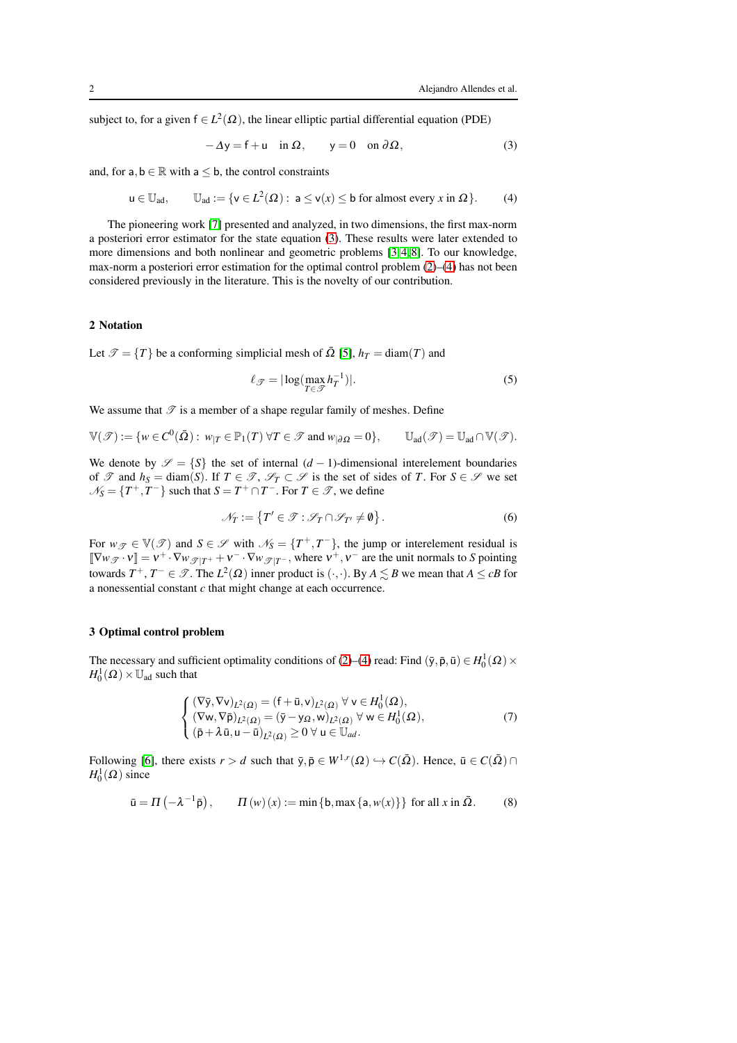subject to, for a given $\mathsf{f} \in L^2(\Omega)$, the linear elliptic partial differential equation (PDE)

$$-\Delta \mathsf{y} = \mathsf{f} + \mathsf{u} \quad \text{in } \Omega, \qquad \mathsf{y} = 0 \quad \text{on } \partial\Omega, \tag{3}$$

and, for $\mathsf{a}, \mathsf{b} \in \mathbb{R}$ with $\mathsf{a} \leq \mathsf{b}$, the control constraints

$$\mathsf{u} \in \mathbb{U}_{\mathrm{ad}}, \qquad \mathbb{U}_{\mathrm{ad}} := \{\mathsf{v} \in L^2(\Omega) : \ \mathsf{a} \leq \mathsf{v}(x) \leq \mathsf{b} \text{ for almost every } x \text{ in } \Omega\}. \tag{4}$$

The pioneering work [7] presented and analyzed, in two dimensions, the first max-norm a posteriori error estimator for the state equation (3). These results were later extended to more dimensions and both nonlinear and geometric problems [3, 4, 8]. To our knowledge, max-norm a posteriori error estimation for the optimal control problem (2)–(4) has not been considered previously in the literature. This is the novelty of our contribution.

## 2 Notation

Let $\mathscr{T} = \{T\}$ be a conforming simplicial mesh of $\bar{\Omega}$ [5], $h_T = \mathrm{diam}(T)$ and

$$\ell_{\mathscr{T}} = |\log(\max_{T \in \mathscr{T}} h_T^{-1})|. \tag{5}$$

We assume that $\mathscr{T}$ is a member of a shape regular family of meshes. Define

$$\mathbb{V}(\mathscr{T}) := \{w \in C^0(\bar{\Omega}) : \ w_{|T} \in \mathbb{P}_1(T) \ \forall T \in \mathscr{T} \text{ and } w_{|\partial\Omega} = 0\}, \qquad \mathbb{U}_{\mathrm{ad}}(\mathscr{T}) = \mathbb{U}_{\mathrm{ad}} \cap \mathbb{V}(\mathscr{T}).$$

We denote by $\mathscr{S} = \{S\}$ the set of internal $(d-1)$-dimensional interelement boundaries of $\mathscr{T}$ and $h_S = \mathrm{diam}(S)$. If $T \in \mathscr{T}$, $\mathscr{S}_T \subset \mathscr{S}$ is the set of sides of $T$. For $S \in \mathscr{S}$ we set $\mathscr{N}_S = \{T^+, T^-\}$ such that $S = T^+ \cap T^-$. For $T \in \mathscr{T}$, we define

$$\mathscr{N}_T := \left\{T' \in \mathscr{T} : \mathscr{S}_T \cap \mathscr{S}_{T'} \neq \emptyset\right\}. \tag{6}$$

For $w_{\mathscr{T}} \in \mathbb{V}(\mathscr{T})$ and $S \in \mathscr{S}$ with $\mathscr{N}_S = \{T^+, T^-\}$, the jump or interelement residual is $[\![\nabla w_{\mathscr{T}} \cdot \nu]\!] = \nu^+ \cdot \nabla w_{\mathscr{T}|T^+} + \nu^- \cdot \nabla w_{\mathscr{T}|T^-}$, where $\nu^+, \nu^-$ are the unit normals to $S$ pointing towards $T^+$, $T^- \in \mathscr{T}$. The $L^2(\Omega)$ inner product is $(\cdot,\cdot)$. By $A \lesssim B$ we mean that $A \leq cB$ for a nonessential constant $c$ that might change at each occurrence.

## 3 Optimal control problem

The necessary and sufficient optimality conditions of (2)–(4) read: Find $(\bar{\mathsf{y}}, \bar{\mathsf{p}}, \bar{\mathsf{u}}) \in H_0^1(\Omega) \times H_0^1(\Omega) \times \mathbb{U}_{\mathrm{ad}}$ such that

$$\begin{cases} (\nabla \bar{\mathsf{y}}, \nabla \mathsf{v})_{L^2(\Omega)} = (\mathsf{f} + \bar{\mathsf{u}}, \mathsf{v})_{L^2(\Omega)} \ \forall \, \mathsf{v} \in H_0^1(\Omega), \\ (\nabla \mathsf{w}, \nabla \bar{\mathsf{p}})_{L^2(\Omega)} = (\bar{\mathsf{y}} - \mathsf{y}_\Omega, \mathsf{w})_{L^2(\Omega)} \ \forall \, \mathsf{w} \in H_0^1(\Omega), \\ (\bar{\mathsf{p}} + \lambda \bar{\mathsf{u}}, \mathsf{u} - \bar{\mathsf{u}})_{L^2(\Omega)} \geq 0 \ \forall \, \mathsf{u} \in \mathbb{U}_{ad}. \end{cases} \tag{7}$$

Following [6], there exists $r > d$ such that $\bar{\mathsf{y}}, \bar{\mathsf{p}} \in W^{1,r}(\Omega) \hookrightarrow C(\bar{\Omega})$. Hence, $\bar{\mathsf{u}} \in C(\bar{\Omega}) \cap H_0^1(\Omega)$ since

$$\bar{\mathsf{u}} = \Pi\left(-\lambda^{-1}\bar{\mathsf{p}}\right), \qquad \Pi\left(w\right)(x) := \min\left\{\mathsf{b}, \max\left\{\mathsf{a}, w(x)\right\}\right\} \text{ for all } x \text{ in } \bar{\Omega}. \tag{8}$$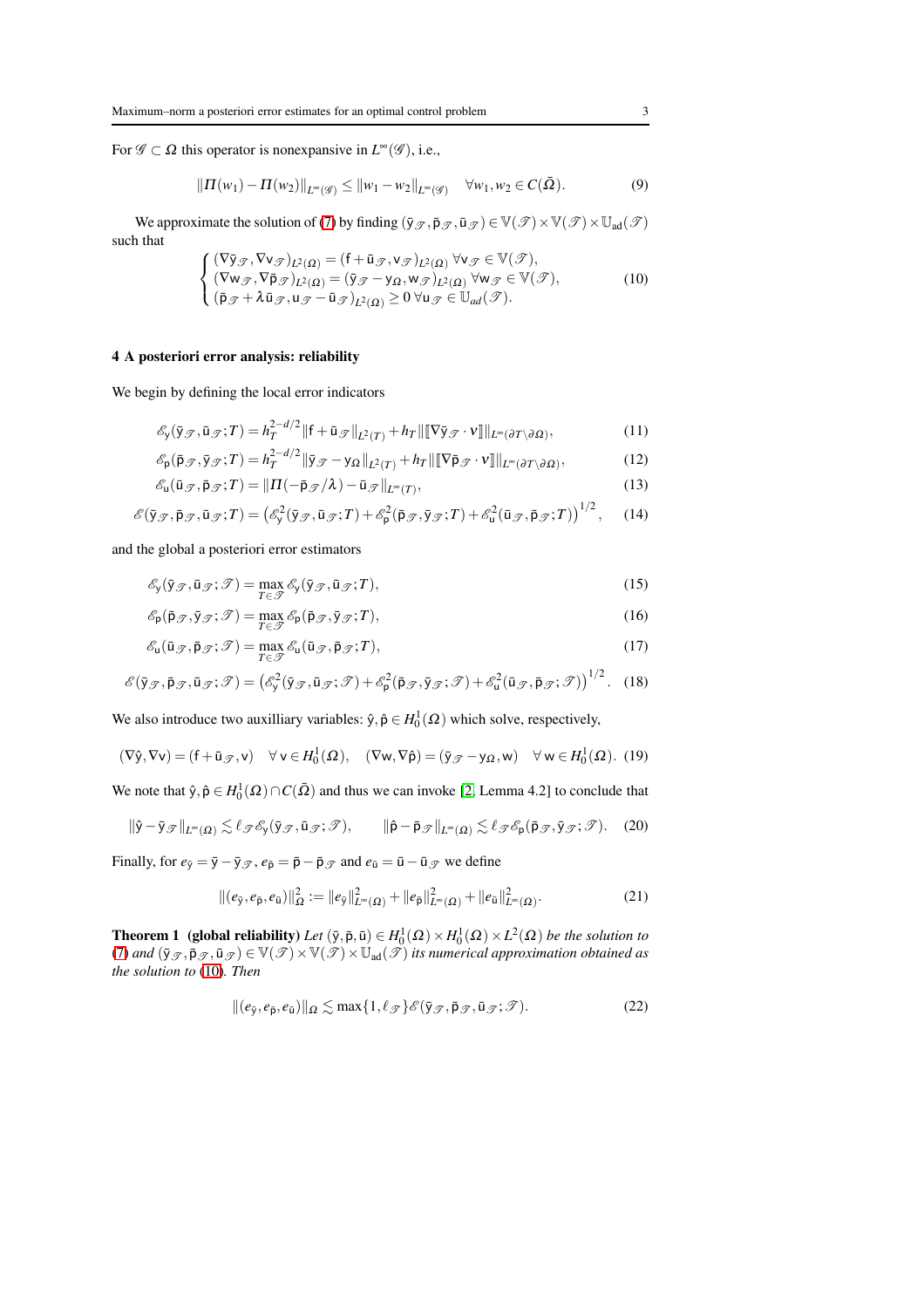For $\mathscr{G} \subset \Omega$ this operator is nonexpansive in $L^\infty(\mathscr{G})$, i.e.,

$$\|\Pi(w_1) - \Pi(w_2)\|_{L^\infty(\mathscr{G})} \leq \|w_1 - w_2\|_{L^\infty(\mathscr{G})} \quad \forall w_1, w_2 \in C(\bar{\Omega}). \tag{9}$$

We approximate the solution of (7) by finding $(\bar{\mathsf{y}}_{\mathscr{T}}, \bar{\mathsf{p}}_{\mathscr{T}}, \bar{\mathsf{u}}_{\mathscr{T}}) \in \mathbb{V}(\mathscr{T}) \times \mathbb{V}(\mathscr{T}) \times \mathbb{U}_{\mathrm{ad}}(\mathscr{T})$ such that

$$\begin{cases} (\nabla \bar{\mathsf{y}}_{\mathscr{T}}, \nabla \mathsf{v}_{\mathscr{T}})_{L^2(\Omega)} = (\mathsf{f} + \bar{\mathsf{u}}_{\mathscr{T}}, \mathsf{v}_{\mathscr{T}})_{L^2(\Omega)} \ \forall \mathsf{v}_{\mathscr{T}} \in \mathbb{V}(\mathscr{T}), \\ (\nabla \mathsf{w}_{\mathscr{T}}, \nabla \bar{\mathsf{p}}_{\mathscr{T}})_{L^2(\Omega)} = (\bar{\mathsf{y}}_{\mathscr{T}} - \mathsf{y}_\Omega, \mathsf{w}_{\mathscr{T}})_{L^2(\Omega)} \ \forall \mathsf{w}_{\mathscr{T}} \in \mathbb{V}(\mathscr{T}), \\ (\bar{\mathsf{p}}_{\mathscr{T}} + \lambda \bar{\mathsf{u}}_{\mathscr{T}}, \mathsf{u}_{\mathscr{T}} - \bar{\mathsf{u}}_{\mathscr{T}})_{L^2(\Omega)} \geq 0 \ \forall \mathsf{u}_{\mathscr{T}} \in \mathbb{U}_{ad}(\mathscr{T}). \end{cases} \tag{10}$$

## 4 A posteriori error analysis: reliability

We begin by defining the local error indicators

$$\mathscr{E}_{\mathsf{y}}(\bar{\mathsf{y}}_{\mathscr{T}}, \bar{\mathsf{u}}_{\mathscr{T}}; T) = h_T^{2-d/2} \|\mathsf{f} + \bar{\mathsf{u}}_{\mathscr{T}}\|_{L^2(T)} + h_T \|[\![\nabla \bar{\mathsf{y}}_{\mathscr{T}} \cdot \nu]\!]\|_{L^\infty(\partial T \setminus \partial \Omega)}, \tag{11}$$

$$\mathscr{E}_{\mathsf{p}}(\bar{\mathsf{p}}_{\mathscr{T}}, \bar{\mathsf{y}}_{\mathscr{T}}; T) = h_T^{2-d/2} \|\bar{\mathsf{y}}_{\mathscr{T}} - \mathsf{y}_\Omega\|_{L^2(T)} + h_T \|[\![\nabla \bar{\mathsf{p}}_{\mathscr{T}} \cdot \nu]\!]\|_{L^\infty(\partial T \setminus \partial \Omega)}, \tag{12}$$

$$\mathscr{E}_{\mathsf{u}}(\bar{\mathsf{u}}_{\mathscr{T}}, \bar{\mathsf{p}}_{\mathscr{T}}; T) = \|\Pi(-\bar{\mathsf{p}}_{\mathscr{T}}/\lambda) - \bar{\mathsf{u}}_{\mathscr{T}}\|_{L^\infty(T)}, \tag{13}$$

$$\mathscr{E}(\bar{\mathsf{y}}_{\mathscr{T}}, \bar{\mathsf{p}}_{\mathscr{T}}, \bar{\mathsf{u}}_{\mathscr{T}}; T) = \left(\mathscr{E}_{\mathsf{y}}^2(\bar{\mathsf{y}}_{\mathscr{T}}, \bar{\mathsf{u}}_{\mathscr{T}}; T) + \mathscr{E}_{\mathsf{p}}^2(\bar{\mathsf{p}}_{\mathscr{T}}, \bar{\mathsf{y}}_{\mathscr{T}}; T) + \mathscr{E}_{\mathsf{u}}^2(\bar{\mathsf{u}}_{\mathscr{T}}, \bar{\mathsf{p}}_{\mathscr{T}}; T)\right)^{1/2}, \tag{14}$$

and the global a posteriori error estimators

$$\mathscr{E}_{\mathsf{y}}(\bar{\mathsf{y}}_{\mathscr{T}}, \bar{\mathsf{u}}_{\mathscr{T}}; \mathscr{T}) = \max_{T \in \mathscr{T}} \mathscr{E}_{\mathsf{y}}(\bar{\mathsf{y}}_{\mathscr{T}}, \bar{\mathsf{u}}_{\mathscr{T}}; T), \tag{15}$$

$$\mathscr{E}_{\mathsf{p}}(\bar{\mathsf{p}}_{\mathscr{T}}, \bar{\mathsf{y}}_{\mathscr{T}}; \mathscr{T}) = \max_{T \in \mathscr{T}} \mathscr{E}_{\mathsf{p}}(\bar{\mathsf{p}}_{\mathscr{T}}, \bar{\mathsf{y}}_{\mathscr{T}}; T), \tag{16}$$

$$\mathscr{E}_{\mathsf{u}}(\bar{\mathsf{u}}_{\mathscr{T}}, \bar{\mathsf{p}}_{\mathscr{T}}; \mathscr{T}) = \max_{T \in \mathscr{T}} \mathscr{E}_{\mathsf{u}}(\bar{\mathsf{u}}_{\mathscr{T}}, \bar{\mathsf{p}}_{\mathscr{T}}; T), \tag{17}$$

$$\mathscr{E}(\bar{\mathsf{y}}_{\mathscr{T}}, \bar{\mathsf{p}}_{\mathscr{T}}, \bar{\mathsf{u}}_{\mathscr{T}}; \mathscr{T}) = \left(\mathscr{E}_{\mathsf{y}}^2(\bar{\mathsf{y}}_{\mathscr{T}}, \bar{\mathsf{u}}_{\mathscr{T}}; \mathscr{T}) + \mathscr{E}_{\mathsf{p}}^2(\bar{\mathsf{p}}_{\mathscr{T}}, \bar{\mathsf{y}}_{\mathscr{T}}; \mathscr{T}) + \mathscr{E}_{\mathsf{u}}^2(\bar{\mathsf{u}}_{\mathscr{T}}, \bar{\mathsf{p}}_{\mathscr{T}}; \mathscr{T})\right)^{1/2}. \tag{18}$$

We also introduce two auxilliary variables: $\hat{\mathsf{y}}, \hat{\mathsf{p}} \in H_0^1(\Omega)$ which solve, respectively,

$$(\nabla \hat{\mathsf{y}}, \nabla \mathsf{v}) = (\mathsf{f} + \bar{\mathsf{u}}_{\mathscr{T}}, \mathsf{v}) \quad \forall \, \mathsf{v} \in H_0^1(\Omega), \quad (\nabla \mathsf{w}, \nabla \hat{\mathsf{p}}) = (\bar{\mathsf{y}}_{\mathscr{T}} - \mathsf{y}_\Omega, \mathsf{w}) \quad \forall \, \mathsf{w} \in H_0^1(\Omega). \tag{19}$$

We note that $\hat{\mathsf{y}}, \hat{\mathsf{p}} \in H_0^1(\Omega) \cap C(\bar{\Omega})$ and thus we can invoke [2, Lemma 4.2] to conclude that

$$\|\hat{\mathsf{y}} - \bar{\mathsf{y}}_{\mathscr{T}}\|_{L^\infty(\Omega)} \lesssim \ell_{\mathscr{T}} \mathscr{E}_{\mathsf{y}}(\bar{\mathsf{y}}_{\mathscr{T}}, \bar{\mathsf{u}}_{\mathscr{T}}; \mathscr{T}), \qquad \|\hat{\mathsf{p}} - \bar{\mathsf{p}}_{\mathscr{T}}\|_{L^\infty(\Omega)} \lesssim \ell_{\mathscr{T}} \mathscr{E}_{\mathsf{p}}(\bar{\mathsf{p}}_{\mathscr{T}}, \bar{\mathsf{y}}_{\mathscr{T}}; \mathscr{T}). \tag{20}$$

Finally, for $e_{\bar{\mathsf{y}}} = \bar{\mathsf{y}} - \bar{\mathsf{y}}_{\mathscr{T}}$, $e_{\bar{\mathsf{p}}} = \bar{\mathsf{p}} - \bar{\mathsf{p}}_{\mathscr{T}}$ and $e_{\bar{\mathsf{u}}} = \bar{\mathsf{u}} - \bar{\mathsf{u}}_{\mathscr{T}}$ we define

$$\|(e_{\bar{\mathsf{y}}}, e_{\bar{\mathsf{p}}}, e_{\bar{\mathsf{u}}})\|_\Omega^2 := \|e_{\bar{\mathsf{y}}}\|_{L^\infty(\Omega)}^2 + \|e_{\bar{\mathsf{p}}}\|_{L^\infty(\Omega)}^2 + \|e_{\bar{\mathsf{u}}}\|_{L^\infty(\Omega)}^2. \tag{21}$$

**Theorem 1 (global reliability)** *Let $(\bar{\mathsf{y}}, \bar{\mathsf{p}}, \bar{\mathsf{u}}) \in H_0^1(\Omega) \times H_0^1(\Omega) \times L^2(\Omega)$ be the solution to (7) and $(\bar{\mathsf{y}}_{\mathscr{T}}, \bar{\mathsf{p}}_{\mathscr{T}}, \bar{\mathsf{u}}_{\mathscr{T}}) \in \mathbb{V}(\mathscr{T}) \times \mathbb{V}(\mathscr{T}) \times \mathbb{U}_{\mathrm{ad}}(\mathscr{T})$ its numerical approximation obtained as the solution to (10). Then*

$$\|(e_{\bar{\mathsf{y}}}, e_{\bar{\mathsf{p}}}, e_{\bar{\mathsf{u}}})\|_\Omega \lesssim \max\{1, \ell_{\mathscr{T}}\} \mathscr{E}(\bar{\mathsf{y}}_{\mathscr{T}}, \bar{\mathsf{p}}_{\mathscr{T}}, \bar{\mathsf{u}}_{\mathscr{T}}; \mathscr{T}). \tag{22}$$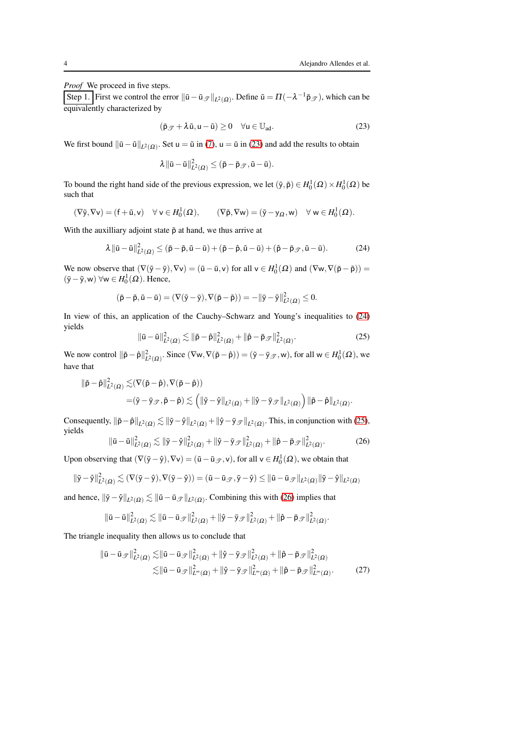*Proof* We proceed in five steps.

Step 1. First we control the error $\|\bar{\mathsf{u}} - \bar{\mathsf{u}}_{\mathscr{T}}\|_{L^2(\Omega)}$. Define $\tilde{\mathsf{u}} = \Pi(-\lambda^{-1}\bar{\mathsf{p}}_{\mathscr{T}})$, which can be equivalently characterized by

$$(\bar{\mathsf{p}}_{\mathscr{T}} + \lambda \tilde{\mathsf{u}}, \mathsf{u} - \tilde{\mathsf{u}}) \geq 0 \quad \forall \mathsf{u} \in \mathbb{U}_{\mathrm{ad}}. \tag{23}$$

We first bound $\|\bar{\mathsf{u}} - \tilde{\mathsf{u}}\|_{L^2(\Omega)}$. Set $\mathsf{u} = \tilde{\mathsf{u}}$ in (7), $\mathsf{u} = \bar{\mathsf{u}}$ in (23) and add the results to obtain

$$\lambda \|\bar{\mathsf{u}} - \tilde{\mathsf{u}}\|^2_{L^2(\Omega)} \leq (\bar{\mathsf{p}} - \bar{\mathsf{p}}_{\mathscr{T}}, \tilde{\mathsf{u}} - \bar{\mathsf{u}}).$$

To bound the right hand side of the previous expression, we let $(\tilde{\mathsf{y}}, \tilde{\mathsf{p}}) \in H^1_0(\Omega) \times H^1_0(\Omega)$ be such that

$$(\nabla \tilde{\mathsf{y}}, \nabla \mathsf{v}) = (\mathsf{f} + \tilde{\mathsf{u}}, \mathsf{v}) \quad \forall\, \mathsf{v} \in H^1_0(\Omega), \qquad (\nabla \tilde{\mathsf{p}}, \nabla \mathsf{w}) = (\tilde{\mathsf{y}} - \mathsf{y}_\Omega, \mathsf{w}) \quad \forall\, \mathsf{w} \in H^1_0(\Omega).$$

With the auxiliary adjoint state $\tilde{\mathsf{p}}$ at hand, we thus arrive at

$$\lambda \|\bar{\mathsf{u}} - \tilde{\mathsf{u}}\|^2_{L^2(\Omega)} \leq (\bar{\mathsf{p}} - \tilde{\mathsf{p}}, \tilde{\mathsf{u}} - \bar{\mathsf{u}}) + (\tilde{\mathsf{p}} - \hat{\mathsf{p}}, \tilde{\mathsf{u}} - \bar{\mathsf{u}}) + (\hat{\mathsf{p}} - \bar{\mathsf{p}}_{\mathscr{T}}, \tilde{\mathsf{u}} - \bar{\mathsf{u}}). \tag{24}$$

We now observe that $(\nabla(\tilde{\mathsf{y}} - \bar{\mathsf{y}}), \nabla \mathsf{v}) = (\tilde{\mathsf{u}} - \bar{\mathsf{u}}, \mathsf{v})$ for all $\mathsf{v} \in H^1_0(\Omega)$ and $(\nabla \mathsf{w}, \nabla(\bar{\mathsf{p}} - \tilde{\mathsf{p}})) = (\bar{\mathsf{y}} - \tilde{\mathsf{y}}, \mathsf{w})$ $\forall \mathsf{w} \in H^1_0(\Omega)$. Hence,

$$(\bar{\mathsf{p}} - \tilde{\mathsf{p}}, \tilde{\mathsf{u}} - \bar{\mathsf{u}}) = (\nabla(\tilde{\mathsf{y}} - \bar{\mathsf{y}}), \nabla(\bar{\mathsf{p}} - \tilde{\mathsf{p}})) = -\|\bar{\mathsf{y}} - \tilde{\mathsf{y}}\|^2_{L^2(\Omega)} \leq 0.$$

In view of this, an application of the Cauchy–Schwarz and Young's inequalities to (24) yields

$$\|\bar{\mathsf{u}} - \tilde{\mathsf{u}}\|^2_{L^2(\Omega)} \lesssim \|\tilde{\mathsf{p}} - \hat{\mathsf{p}}\|^2_{L^2(\Omega)} + \|\hat{\mathsf{p}} - \bar{\mathsf{p}}_{\mathscr{T}}\|^2_{L^2(\Omega)}. \tag{25}$$

We now control $\|\tilde{\mathsf{p}} - \hat{\mathsf{p}}\|^2_{L^2(\Omega)}$. Since $(\nabla \mathsf{w}, \nabla(\tilde{\mathsf{p}} - \hat{\mathsf{p}})) = (\tilde{\mathsf{y}} - \bar{\mathsf{y}}_{\mathscr{T}}, \mathsf{w})$, for all $\mathsf{w} \in H^1_0(\Omega)$, we have that

$$\begin{aligned}
\|\tilde{\mathsf{p}} - \hat{\mathsf{p}}\|^2_{L^2(\Omega)} \lesssim &(\nabla(\tilde{\mathsf{p}} - \hat{\mathsf{p}}), \nabla(\tilde{\mathsf{p}} - \hat{\mathsf{p}})) \\
= &(\tilde{\mathsf{y}} - \bar{\mathsf{y}}_{\mathscr{T}}, \tilde{\mathsf{p}} - \hat{\mathsf{p}}) \lesssim \left( \|\tilde{\mathsf{y}} - \hat{\mathsf{y}}\|_{L^2(\Omega)} + \|\hat{\mathsf{y}} - \bar{\mathsf{y}}_{\mathscr{T}}\|_{L^2(\Omega)} \right) \|\tilde{\mathsf{p}} - \hat{\mathsf{p}}\|_{L^2(\Omega)}.
\end{aligned}$$

Consequently, $\|\tilde{\mathsf{p}} - \hat{\mathsf{p}}\|_{L^2(\Omega)} \lesssim \|\tilde{\mathsf{y}} - \hat{\mathsf{y}}\|_{L^2(\Omega)} + \|\hat{\mathsf{y}} - \bar{\mathsf{y}}_{\mathscr{T}}\|_{L^2(\Omega)}$. This, in conjunction with (25), yields

$$\|\bar{\mathsf{u}} - \tilde{\mathsf{u}}\|^2_{L^2(\Omega)} \lesssim \|\tilde{\mathsf{y}} - \hat{\mathsf{y}}\|^2_{L^2(\Omega)} + \|\hat{\mathsf{y}} - \bar{\mathsf{y}}_{\mathscr{T}}\|^2_{L^2(\Omega)} + \|\hat{\mathsf{p}} - \bar{\mathsf{p}}_{\mathscr{T}}\|^2_{L^2(\Omega)}. \tag{26}$$

Upon observing that $(\nabla(\tilde{\mathsf{y}} - \hat{\mathsf{y}}), \nabla \mathsf{v}) = (\tilde{\mathsf{u}} - \bar{\mathsf{u}}_{\mathscr{T}}, \mathsf{v})$, for all $\mathsf{v} \in H^1_0(\Omega)$, we obtain that

$$\|\tilde{\mathsf{y}} - \hat{\mathsf{y}}\|^2_{L^2(\Omega)} \lesssim (\nabla(\tilde{\mathsf{y}} - \hat{\mathsf{y}}), \nabla(\tilde{\mathsf{y}} - \hat{\mathsf{y}})) = (\tilde{\mathsf{u}} - \bar{\mathsf{u}}_{\mathscr{T}}, \tilde{\mathsf{y}} - \hat{\mathsf{y}}) \leq \|\tilde{\mathsf{u}} - \bar{\mathsf{u}}_{\mathscr{T}}\|_{L^2(\Omega)} \|\tilde{\mathsf{y}} - \hat{\mathsf{y}}\|_{L^2(\Omega)}$$

and hence, $\|\tilde{\mathsf{y}} - \hat{\mathsf{y}}\|_{L^2(\Omega)} \lesssim \|\tilde{\mathsf{u}} - \bar{\mathsf{u}}_{\mathscr{T}}\|_{L^2(\Omega)}$. Combining this with (26) implies that

$$\|\bar{\mathsf{u}} - \tilde{\mathsf{u}}\|^2_{L^2(\Omega)} \lesssim \|\tilde{\mathsf{u}} - \bar{\mathsf{u}}_{\mathscr{T}}\|^2_{L^2(\Omega)} + \|\hat{\mathsf{y}} - \bar{\mathsf{y}}_{\mathscr{T}}\|^2_{L^2(\Omega)} + \|\hat{\mathsf{p}} - \bar{\mathsf{p}}_{\mathscr{T}}\|^2_{L^2(\Omega)}.$$

The triangle inequality then allows us to conclude that

$$\begin{aligned}
\|\bar{\mathsf{u}} - \bar{\mathsf{u}}_{\mathscr{T}}\|^2_{L^2(\Omega)} \lesssim &\|\tilde{\mathsf{u}} - \bar{\mathsf{u}}_{\mathscr{T}}\|^2_{L^2(\Omega)} + \|\hat{\mathsf{y}} - \bar{\mathsf{y}}_{\mathscr{T}}\|^2_{L^2(\Omega)} + \|\hat{\mathsf{p}} - \bar{\mathsf{p}}_{\mathscr{T}}\|^2_{L^2(\Omega)} \\
\lesssim &\|\tilde{\mathsf{u}} - \bar{\mathsf{u}}_{\mathscr{T}}\|^2_{L^\infty(\Omega)} + \|\hat{\mathsf{y}} - \bar{\mathsf{y}}_{\mathscr{T}}\|^2_{L^\infty(\Omega)} + \|\hat{\mathsf{p}} - \bar{\mathsf{p}}_{\mathscr{T}}\|^2_{L^\infty(\Omega)}.
\end{aligned} \tag{27}$$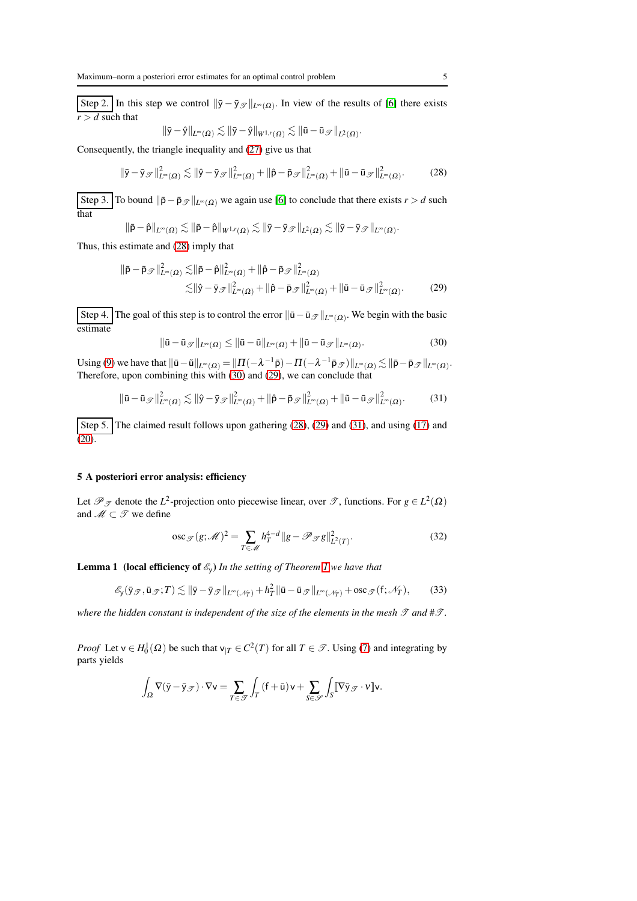Step 2. In this step we control $\|\bar{\mathsf{y}}-\bar{\mathsf{y}}_{\mathscr{T}}\|_{L^\infty(\Omega)}$. In view of the results of [6] there exists $r>d$ such that

$$\|\bar{\mathsf{y}}-\hat{\mathsf{y}}\|_{L^\infty(\Omega)} \lesssim \|\bar{\mathsf{y}}-\hat{\mathsf{y}}\|_{W^{1,r}(\Omega)} \lesssim \|\bar{\mathsf{u}}-\bar{\mathsf{u}}_{\mathscr{T}}\|_{L^2(\Omega)}.$$

Consequently, the triangle inequality and (27) give us that

$$\|\bar{\mathsf{y}}-\bar{\mathsf{y}}_{\mathscr{T}}\|^2_{L^\infty(\Omega)} \lesssim \|\hat{\mathsf{y}}-\bar{\mathsf{y}}_{\mathscr{T}}\|^2_{L^\infty(\Omega)} + \|\hat{\mathsf{p}}-\bar{\mathsf{p}}_{\mathscr{T}}\|^2_{L^\infty(\Omega)} + \|\tilde{\mathsf{u}}-\bar{\mathsf{u}}_{\mathscr{T}}\|^2_{L^\infty(\Omega)}. \tag{28}$$

Step 3. To bound $\|\bar{\mathsf{p}}-\bar{\mathsf{p}}_{\mathscr{T}}\|_{L^\infty(\Omega)}$ we again use [6] to conclude that there exists $r>d$ such that

$$\|\bar{\mathsf{p}}-\hat{\mathsf{p}}\|_{L^\infty(\Omega)} \lesssim \|\bar{\mathsf{p}}-\hat{\mathsf{p}}\|_{W^{1,r}(\Omega)} \lesssim \|\bar{\mathsf{y}}-\bar{\mathsf{y}}_{\mathscr{T}}\|_{L^2(\Omega)} \lesssim \|\bar{\mathsf{y}}-\bar{\mathsf{y}}_{\mathscr{T}}\|_{L^\infty(\Omega)}.$$

Thus, this estimate and (28) imply that

$$\begin{aligned}\|\bar{\mathsf{p}}-\bar{\mathsf{p}}_{\mathscr{T}}\|^2_{L^\infty(\Omega)} &\lesssim \|\bar{\mathsf{p}}-\hat{\mathsf{p}}\|^2_{L^\infty(\Omega)} + \|\hat{\mathsf{p}}-\bar{\mathsf{p}}_{\mathscr{T}}\|^2_{L^\infty(\Omega)} \\ &\lesssim \|\hat{\mathsf{y}}-\bar{\mathsf{y}}_{\mathscr{T}}\|^2_{L^\infty(\Omega)} + \|\hat{\mathsf{p}}-\bar{\mathsf{p}}_{\mathscr{T}}\|^2_{L^\infty(\Omega)} + \|\tilde{\mathsf{u}}-\bar{\mathsf{u}}_{\mathscr{T}}\|^2_{L^\infty(\Omega)}. \end{aligned}\tag{29}$$

Step 4. The goal of this step is to control the error $\|\bar{\mathsf{u}}-\bar{\mathsf{u}}_{\mathscr{T}}\|_{L^\infty(\Omega)}$. We begin with the basic estimate

$$\|\bar{\mathsf{u}}-\bar{\mathsf{u}}_{\mathscr{T}}\|_{L^\infty(\Omega)} \leq \|\bar{\mathsf{u}}-\tilde{\mathsf{u}}\|_{L^\infty(\Omega)} + \|\tilde{\mathsf{u}}-\bar{\mathsf{u}}_{\mathscr{T}}\|_{L^\infty(\Omega)}. \tag{30}$$

Using (9) we have that $\|\bar{\mathsf{u}}-\tilde{\mathsf{u}}\|_{L^\infty(\Omega)} = \|\Pi(-\lambda^{-1}\bar{\mathsf{p}}) - \Pi(-\lambda^{-1}\bar{\mathsf{p}}_{\mathscr{T}})\|_{L^\infty(\Omega)} \lesssim \|\bar{\mathsf{p}}-\bar{\mathsf{p}}_{\mathscr{T}}\|_{L^\infty(\Omega)}$. Therefore, upon combining this with (30) and (29), we can conclude that

$$\|\bar{\mathsf{u}}-\bar{\mathsf{u}}_{\mathscr{T}}\|^2_{L^\infty(\Omega)} \lesssim \|\hat{\mathsf{y}}-\bar{\mathsf{y}}_{\mathscr{T}}\|^2_{L^\infty(\Omega)} + \|\hat{\mathsf{p}}-\bar{\mathsf{p}}_{\mathscr{T}}\|^2_{L^\infty(\Omega)} + \|\tilde{\mathsf{u}}-\bar{\mathsf{u}}_{\mathscr{T}}\|^2_{L^\infty(\Omega)}. \tag{31}$$

Step 5. The claimed result follows upon gathering (28), (29) and (31), and using (17) and (20).

## 5 A posteriori error analysis: efficiency

Let $\mathscr{P}_{\mathscr{T}}$ denote the $L^2$-projection onto piecewise linear, over $\mathscr{T}$, functions. For $g \in L^2(\Omega)$ and $\mathscr{M} \subset \mathscr{T}$ we define

$$\operatorname{osc}_{\mathscr{T}}(g;\mathscr{M})^2 = \sum_{T\in\mathscr{M}} h_T^{4-d}\|g-\mathscr{P}_{\mathscr{T}}g\|^2_{L^2(T)}. \tag{32}$$

**Lemma 1 (local efficiency of $\mathscr{E}_y$)** *In the setting of Theorem 1 we have that*

$$\mathscr{E}_{\mathsf{y}}(\bar{\mathsf{y}}_{\mathscr{T}},\bar{\mathsf{u}}_{\mathscr{T}};T) \lesssim \|\bar{\mathsf{y}}-\bar{\mathsf{y}}_{\mathscr{T}}\|_{L^\infty(\mathscr{N}_T)} + h_T^2\|\bar{\mathsf{u}}-\bar{\mathsf{u}}_{\mathscr{T}}\|_{L^\infty(\mathscr{N}_T)} + \operatorname{osc}_{\mathscr{T}}(\mathsf{f};\mathscr{N}_T), \tag{33}$$

*where the hidden constant is independent of the size of the elements in the mesh $\mathscr{T}$ and $\#\mathscr{T}$.*

*Proof* Let $\mathsf{v} \in H^1_0(\Omega)$ be such that $\mathsf{v}_{|T} \in C^2(T)$ for all $T \in \mathscr{T}$. Using (7) and integrating by parts yields

$$\int_\Omega \nabla(\bar{\mathsf{y}}-\bar{\mathsf{y}}_{\mathscr{T}})\cdot\nabla\mathsf{v} = \sum_{T\in\mathscr{T}}\int_T(\mathsf{f}+\bar{\mathsf{u}})\mathsf{v} + \sum_{S\in\mathscr{S}}\int_S [\![\nabla\bar{\mathsf{y}}_{\mathscr{T}}\cdot\mathsf{v}]\!]\mathsf{v}.$$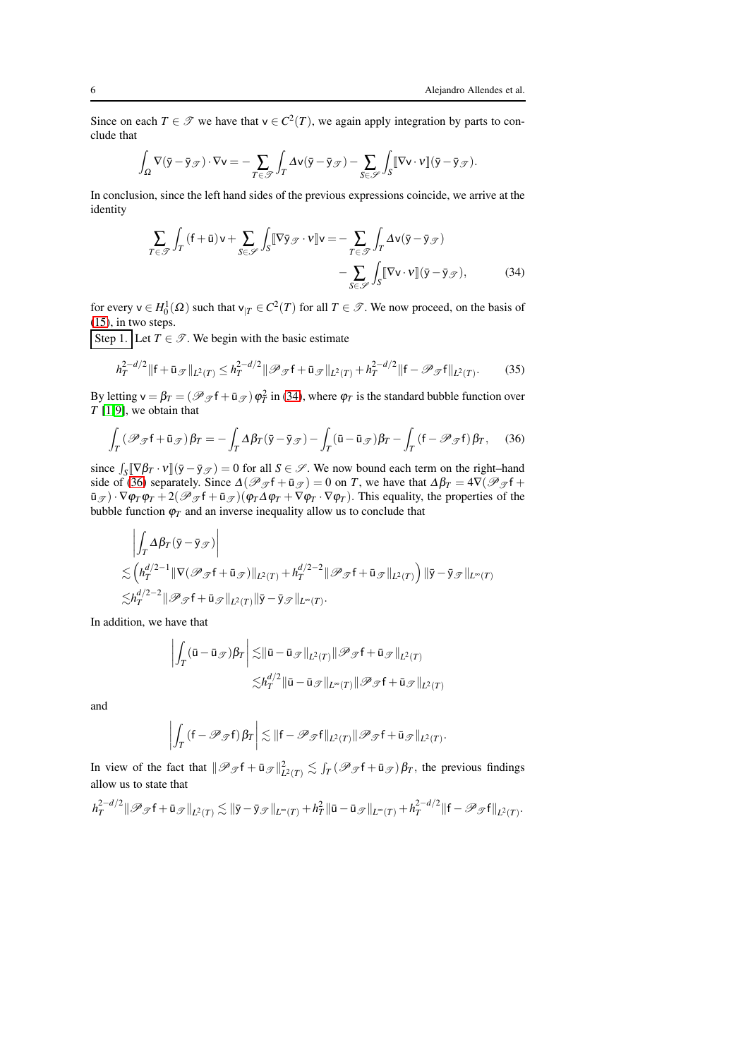Since on each $T \in \mathscr{T}$ we have that $\mathsf{v} \in C^2(T)$, we again apply integration by parts to conclude that

$$\int_\Omega \nabla(\bar{\mathsf{y}} - \bar{\mathsf{y}}_\mathscr{T}) \cdot \nabla \mathsf{v} = -\sum_{T\in\mathscr{T}} \int_T \Delta \mathsf{v}(\bar{\mathsf{y}} - \bar{\mathsf{y}}_\mathscr{T}) - \sum_{S\in\mathscr{S}} \int_S [\![\nabla \mathsf{v} \cdot \nu]\!](\bar{\mathsf{y}} - \bar{\mathsf{y}}_\mathscr{T}).$$

In conclusion, since the left hand sides of the previous expressions coincide, we arrive at the identity

$$\sum_{T\in\mathscr{T}} \int_T (\mathsf{f} + \bar{\mathsf{u}})\mathsf{v} + \sum_{S\in\mathscr{S}} \int_S [\![\nabla \bar{\mathsf{y}}_\mathscr{T} \cdot \nu]\!]\mathsf{v} = -\sum_{T\in\mathscr{T}} \int_T \Delta \mathsf{v}(\bar{\mathsf{y}} - \bar{\mathsf{y}}_\mathscr{T}) - \sum_{S\in\mathscr{S}} \int_S [\![\nabla \mathsf{v} \cdot \nu]\!](\bar{\mathsf{y}} - \bar{\mathsf{y}}_\mathscr{T}), \tag{34}$$

for every $\mathsf{v} \in H_0^1(\Omega)$ such that $\mathsf{v}_{|T} \in C^2(T)$ for all $T \in \mathscr{T}$. We now proceed, on the basis of (15), in two steps.

**Step 1.** Let $T \in \mathscr{T}$. We begin with the basic estimate

$$h_T^{2-d/2}\|\mathsf{f} + \bar{\mathsf{u}}_\mathscr{T}\|_{L^2(T)} \le h_T^{2-d/2}\|\mathscr{P}_\mathscr{T}\mathsf{f} + \bar{\mathsf{u}}_\mathscr{T}\|_{L^2(T)} + h_T^{2-d/2}\|\mathsf{f} - \mathscr{P}_\mathscr{T}\mathsf{f}\|_{L^2(T)}. \tag{35}$$

By letting $\mathsf{v} = \beta_T = (\mathscr{P}_\mathscr{T}\mathsf{f} + \bar{\mathsf{u}}_\mathscr{T})\varphi_T^2$ in (34), where $\varphi_T$ is the standard bubble function over $T$ [1,9], we obtain that

$$\int_T (\mathscr{P}_\mathscr{T}\mathsf{f} + \bar{\mathsf{u}}_\mathscr{T})\beta_T = -\int_T \Delta\beta_T(\bar{\mathsf{y}} - \bar{\mathsf{y}}_\mathscr{T}) - \int_T (\bar{\mathsf{u}} - \bar{\mathsf{u}}_\mathscr{T})\beta_T - \int_T (\mathsf{f} - \mathscr{P}_\mathscr{T}\mathsf{f})\beta_T, \tag{36}$$

since $\int_S [\![\nabla\beta_T \cdot \nu]\!](\bar{\mathsf{y}} - \bar{\mathsf{y}}_\mathscr{T}) = 0$ for all $S \in \mathscr{S}$. We now bound each term on the right–hand side of (36) separately. Since $\Delta(\mathscr{P}_\mathscr{T}\mathsf{f} + \bar{\mathsf{u}}_\mathscr{T}) = 0$ on $T$, we have that $\Delta\beta_T = 4\nabla(\mathscr{P}_\mathscr{T}\mathsf{f} + \bar{\mathsf{u}}_\mathscr{T}) \cdot \nabla\varphi_T\varphi_T + 2(\mathscr{P}_\mathscr{T}\mathsf{f} + \bar{\mathsf{u}}_\mathscr{T})(\varphi_T\Delta\varphi_T + \nabla\varphi_T \cdot \nabla\varphi_T)$. This equality, the properties of the bubble function $\varphi_T$ and an inverse inequality allow us to conclude that

$$\begin{aligned}
&\left|\int_T \Delta\beta_T(\bar{\mathsf{y}} - \bar{\mathsf{y}}_\mathscr{T})\right| \\
&\lesssim \left(h_T^{d/2-1}\|\nabla(\mathscr{P}_\mathscr{T}\mathsf{f} + \bar{\mathsf{u}}_\mathscr{T})\|_{L^2(T)} + h_T^{d/2-2}\|\mathscr{P}_\mathscr{T}\mathsf{f} + \bar{\mathsf{u}}_\mathscr{T}\|_{L^2(T)}\right)\|\bar{\mathsf{y}} - \bar{\mathsf{y}}_\mathscr{T}\|_{L^\infty(T)} \\
&\lesssim h_T^{d/2-2}\|\mathscr{P}_\mathscr{T}\mathsf{f} + \bar{\mathsf{u}}_\mathscr{T}\|_{L^2(T)}\|\bar{\mathsf{y}} - \bar{\mathsf{y}}_\mathscr{T}\|_{L^\infty(T)}.
\end{aligned}$$

In addition, we have that

$$\begin{aligned}
\left|\int_T (\bar{\mathsf{u}} - \bar{\mathsf{u}}_\mathscr{T})\beta_T\right| &\lesssim \|\bar{\mathsf{u}} - \bar{\mathsf{u}}_\mathscr{T}\|_{L^2(T)}\|\mathscr{P}_\mathscr{T}\mathsf{f} + \bar{\mathsf{u}}_\mathscr{T}\|_{L^2(T)} \\
&\lesssim h_T^{d/2}\|\bar{\mathsf{u}} - \bar{\mathsf{u}}_\mathscr{T}\|_{L^\infty(T)}\|\mathscr{P}_\mathscr{T}\mathsf{f} + \bar{\mathsf{u}}_\mathscr{T}\|_{L^2(T)}
\end{aligned}$$

and

$$\left|\int_T (\mathsf{f} - \mathscr{P}_\mathscr{T}\mathsf{f})\beta_T\right| \lesssim \|\mathsf{f} - \mathscr{P}_\mathscr{T}\mathsf{f}\|_{L^2(T)}\|\mathscr{P}_\mathscr{T}\mathsf{f} + \bar{\mathsf{u}}_\mathscr{T}\|_{L^2(T)}.$$

In view of the fact that $\|\mathscr{P}_\mathscr{T}\mathsf{f} + \bar{\mathsf{u}}_\mathscr{T}\|_{L^2(T)}^2 \lesssim \int_T (\mathscr{P}_\mathscr{T}\mathsf{f} + \bar{\mathsf{u}}_\mathscr{T})\beta_T$, the previous findings allow us to state that

$$h_T^{2-d/2}\|\mathscr{P}_\mathscr{T}\mathsf{f} + \bar{\mathsf{u}}_\mathscr{T}\|_{L^2(T)} \lesssim \|\bar{\mathsf{y}} - \bar{\mathsf{y}}_\mathscr{T}\|_{L^\infty(T)} + h_T^2\|\bar{\mathsf{u}} - \bar{\mathsf{u}}_\mathscr{T}\|_{L^\infty(T)} + h_T^{2-d/2}\|\mathsf{f} - \mathscr{P}_\mathscr{T}\mathsf{f}\|_{L^2(T)}.$$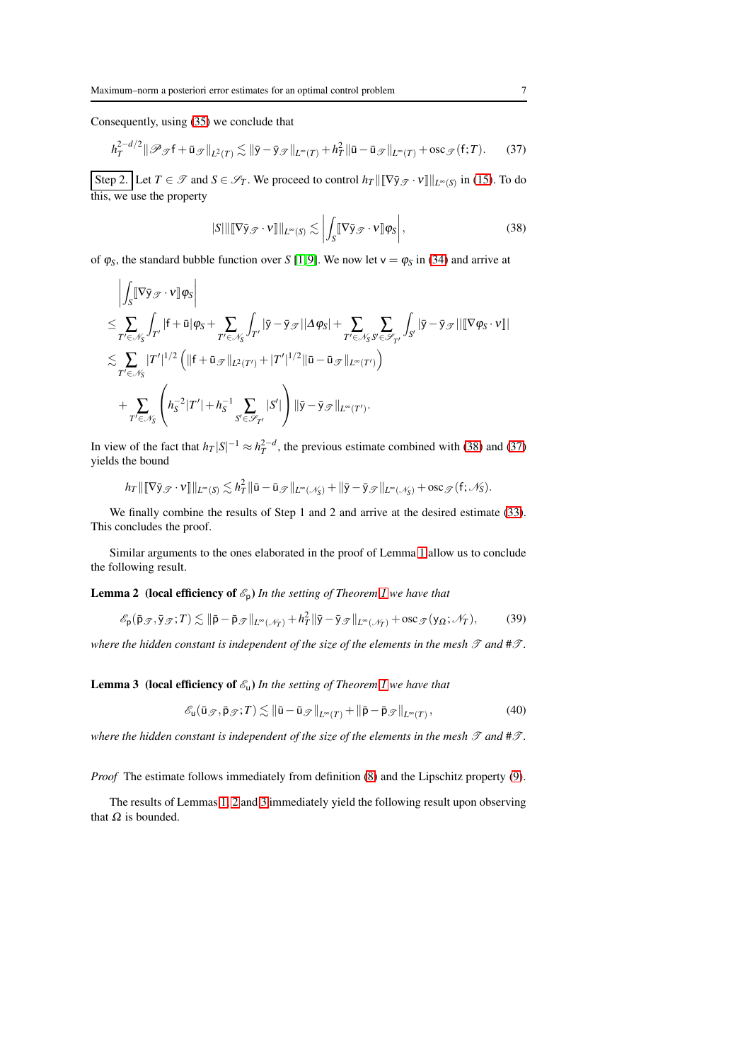Consequently, using (35) we conclude that

$$h_T^{2-d/2}\|\mathscr{P}_{\mathscr{T}}\mathsf{f}+\bar{\mathsf{u}}_{\mathscr{T}}\|_{L^2(T)} \lesssim \|\bar{\mathsf{y}}-\bar{\mathsf{y}}_{\mathscr{T}}\|_{L^\infty(T)} + h_T^2\|\bar{\mathsf{u}}-\bar{\mathsf{u}}_{\mathscr{T}}\|_{L^\infty(T)} + \operatorname{osc}_{\mathscr{T}}(\mathsf{f};T). \tag{37}$$

Step 2. Let $T\in\mathscr{T}$ and $S\in\mathscr{S}_T$. We proceed to control $h_T\|[\![\nabla\bar{\mathsf{y}}_{\mathscr{T}}\cdot\boldsymbol{\nu}]\!]\|_{L^\infty(S)}$ in (15). To do this, we use the property

$$|S|\|[\![\nabla\bar{\mathsf{y}}_{\mathscr{T}}\cdot\boldsymbol{\nu}]\!]\|_{L^\infty(S)} \lesssim \left|\int_S [\![\nabla\bar{\mathsf{y}}_{\mathscr{T}}\cdot\boldsymbol{\nu}]\!]\varphi_S\right|, \tag{38}$$

of $\varphi_S$, the standard bubble function over $S$ [1,9]. We now let $\mathsf{v}=\varphi_S$ in (34) and arrive at

$$\begin{aligned}
&\left|\int_S [\![\nabla\bar{\mathsf{y}}_{\mathscr{T}}\cdot\boldsymbol{\nu}]\!]\varphi_S\right| \\
&\leq \sum_{T'\in\mathscr{N}_S}\int_{T'}|\mathsf{f}+\bar{\mathsf{u}}|\varphi_S + \sum_{T'\in\mathscr{N}_S}\int_{T'}|\bar{\mathsf{y}}-\bar{\mathsf{y}}_{\mathscr{T}}||\Delta\varphi_S| + \sum_{T'\in\mathscr{N}_S}\sum_{S'\in\mathscr{S}_{T'}}\int_{S'}|\bar{\mathsf{y}}-\bar{\mathsf{y}}_{\mathscr{T}}||[\![\nabla\varphi_S\cdot\boldsymbol{\nu}]\!]| \\
&\lesssim \sum_{T'\in\mathscr{N}_S}|T'|^{1/2}\left(\|\mathsf{f}+\bar{\mathsf{u}}_{\mathscr{T}}\|_{L^2(T')} + |T'|^{1/2}\|\bar{\mathsf{u}}-\bar{\mathsf{u}}_{\mathscr{T}}\|_{L^\infty(T')}\right) \\
&\quad + \sum_{T'\in\mathscr{N}_S}\left(h_S^{-2}|T'| + h_S^{-1}\sum_{S'\in\mathscr{S}_{T'}}|S'|\right)\|\bar{\mathsf{y}}-\bar{\mathsf{y}}_{\mathscr{T}}\|_{L^\infty(T')}.
\end{aligned}$$

In view of the fact that $h_T|S|^{-1}\approx h_T^{2-d}$, the previous estimate combined with (38) and (37) yields the bound

$$h_T\|[\![\nabla\bar{\mathsf{y}}_{\mathscr{T}}\cdot\boldsymbol{\nu}]\!]\|_{L^\infty(S)} \lesssim h_T^2\|\bar{\mathsf{u}}-\bar{\mathsf{u}}_{\mathscr{T}}\|_{L^\infty(\mathscr{N}_S)} + \|\bar{\mathsf{y}}-\bar{\mathsf{y}}_{\mathscr{T}}\|_{L^\infty(\mathscr{N}_S)} + \operatorname{osc}_{\mathscr{T}}(\mathsf{f};\mathscr{N}_S).$$

We finally combine the results of Step 1 and 2 and arrive at the desired estimate (33). This concludes the proof.

Similar arguments to the ones elaborated in the proof of Lemma 1 allow us to conclude the following result.

**Lemma 2 (local efficiency of $\mathscr{E}_{\mathsf{p}}$)** *In the setting of Theorem 1 we have that*

$$\mathscr{E}_{\mathsf{p}}(\bar{\mathsf{p}}_{\mathscr{T}},\bar{\mathsf{y}}_{\mathscr{T}};T) \lesssim \|\bar{\mathsf{p}}-\bar{\mathsf{p}}_{\mathscr{T}}\|_{L^\infty(\mathscr{N}_T)} + h_T^2\|\bar{\mathsf{y}}-\bar{\mathsf{y}}_{\mathscr{T}}\|_{L^\infty(\mathscr{N}_T)} + \operatorname{osc}_{\mathscr{T}}(\mathsf{y}_\Omega;\mathscr{N}_T), \tag{39}$$

*where the hidden constant is independent of the size of the elements in the mesh $\mathscr{T}$ and $\#\mathscr{T}$.*

**Lemma 3 (local efficiency of $\mathscr{E}_{\mathsf{u}}$)** *In the setting of Theorem 1 we have that*

$$\mathscr{E}_{\mathsf{u}}(\bar{\mathsf{u}}_{\mathscr{T}},\bar{\mathsf{p}}_{\mathscr{T}};T) \lesssim \|\bar{\mathsf{u}}-\bar{\mathsf{u}}_{\mathscr{T}}\|_{L^\infty(T)} + \|\bar{\mathsf{p}}-\bar{\mathsf{p}}_{\mathscr{T}}\|_{L^\infty(T)}, \tag{40}$$

*where the hidden constant is independent of the size of the elements in the mesh $\mathscr{T}$ and $\#\mathscr{T}$.*

*Proof* The estimate follows immediately from definition (8) and the Lipschitz property (9).

The results of Lemmas 1, 2 and 3 immediately yield the following result upon observing that $\Omega$ is bounded.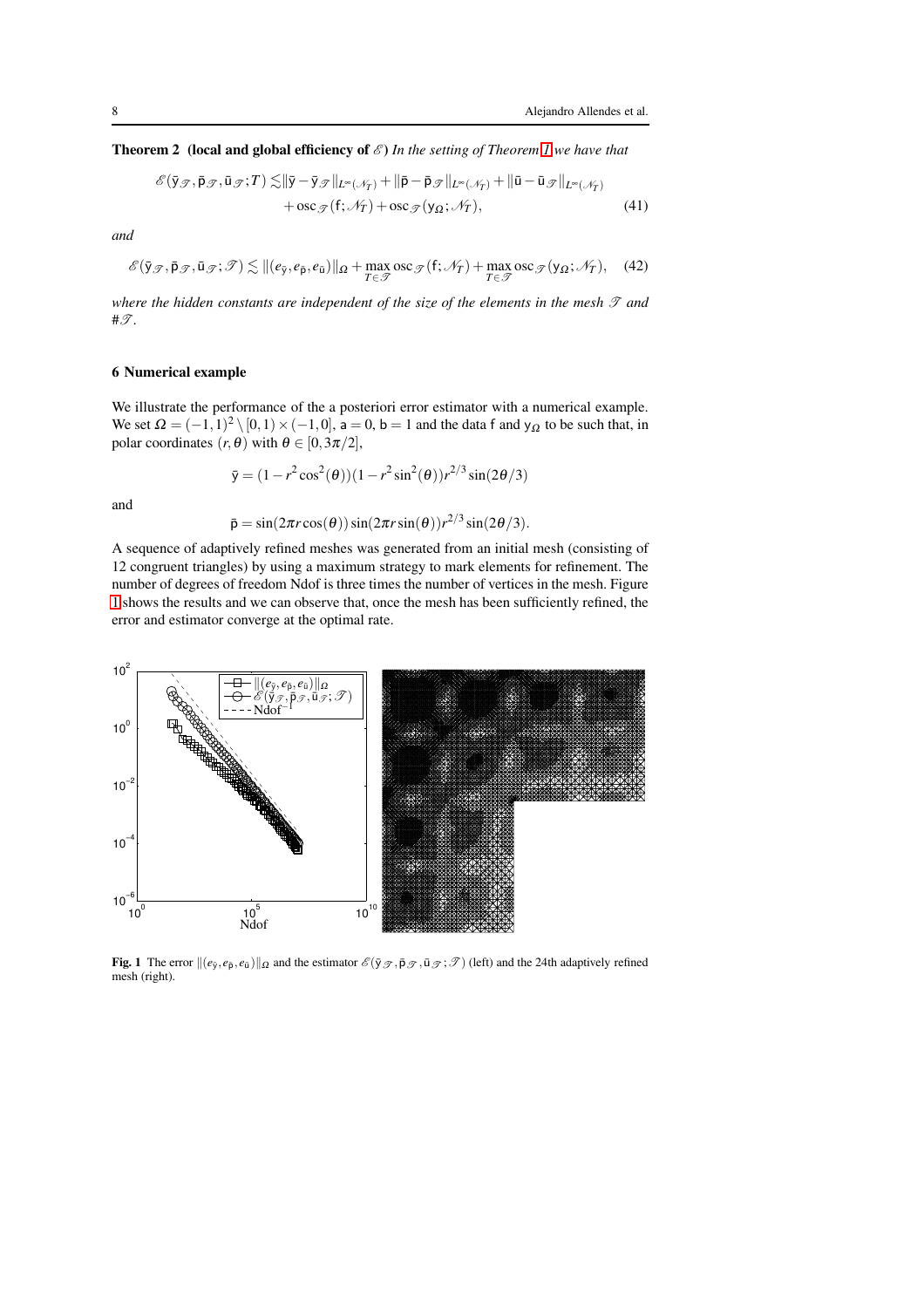**Theorem 2 (local and global efficiency of $\mathscr{E}$)** *In the setting of Theorem 1 we have that*

$$\mathscr{E}(\bar{\mathsf{y}}_{\mathscr{T}}, \bar{\mathsf{p}}_{\mathscr{T}}, \bar{\mathsf{u}}_{\mathscr{T}}; T) \lesssim \|\bar{\mathsf{y}} - \bar{\mathsf{y}}_{\mathscr{T}}\|_{L^\infty(\mathscr{N}_T)} + \|\bar{\mathsf{p}} - \bar{\mathsf{p}}_{\mathscr{T}}\|_{L^\infty(\mathscr{N}_T)} + \|\bar{\mathsf{u}} - \bar{\mathsf{u}}_{\mathscr{T}}\|_{L^\infty(\mathscr{N}_T)} \\ + \operatorname{osc}_{\mathscr{T}}(\mathsf{f}; \mathscr{N}_T) + \operatorname{osc}_{\mathscr{T}}(\mathsf{y}_\Omega; \mathscr{N}_T), \tag{41}$$

*and*

$$\mathscr{E}(\bar{\mathsf{y}}_{\mathscr{T}}, \bar{\mathsf{p}}_{\mathscr{T}}, \bar{\mathsf{u}}_{\mathscr{T}}; \mathscr{T}) \lesssim \|(e_{\bar{\mathsf{y}}}, e_{\bar{\mathsf{p}}}, e_{\bar{\mathsf{u}}})\|_\Omega + \max_{T \in \mathscr{T}} \operatorname{osc}_{\mathscr{T}}(\mathsf{f}; \mathscr{N}_T) + \max_{T \in \mathscr{T}} \operatorname{osc}_{\mathscr{T}}(\mathsf{y}_\Omega; \mathscr{N}_T), \tag{42}$$

*where the hidden constants are independent of the size of the elements in the mesh $\mathscr{T}$ and $\#\mathscr{T}$.*

## 6 Numerical example

We illustrate the performance of the a posteriori error estimator with a numerical example. We set $\Omega = (-1,1)^2 \setminus [0,1) \times (-1,0]$, $\mathsf{a} = 0$, $\mathsf{b} = 1$ and the data $\mathsf{f}$ and $\mathsf{y}_\Omega$ to be such that, in polar coordinates $(r, \theta)$ with $\theta \in [0, 3\pi/2]$,

$$\bar{\mathsf{y}} = (1 - r^2 \cos^2(\theta))(1 - r^2 \sin^2(\theta)) r^{2/3} \sin(2\theta/3)$$

and

$$\bar{\mathsf{p}} = \sin(2\pi r \cos(\theta)) \sin(2\pi r \sin(\theta)) r^{2/3} \sin(2\theta/3).$$

A sequence of adaptively refined meshes was generated from an initial mesh (consisting of 12 congruent triangles) by using a maximum strategy to mark elements for refinement. The number of degrees of freedom Ndof is three times the number of vertices in the mesh. Figure 1 shows the results and we can observe that, once the mesh has been sufficiently refined, the error and estimator converge at the optimal rate.

**Fig. 1** The error $\|(e_{\bar{\mathsf{y}}}, e_{\bar{\mathsf{p}}}, e_{\bar{\mathsf{u}}})\|_\Omega$ and the estimator $\mathscr{E}(\bar{\mathsf{y}}_{\mathscr{T}}, \bar{\mathsf{p}}_{\mathscr{T}}, \bar{\mathsf{u}}_{\mathscr{T}}; \mathscr{T})$ (left) and the 24th adaptively refined mesh (right).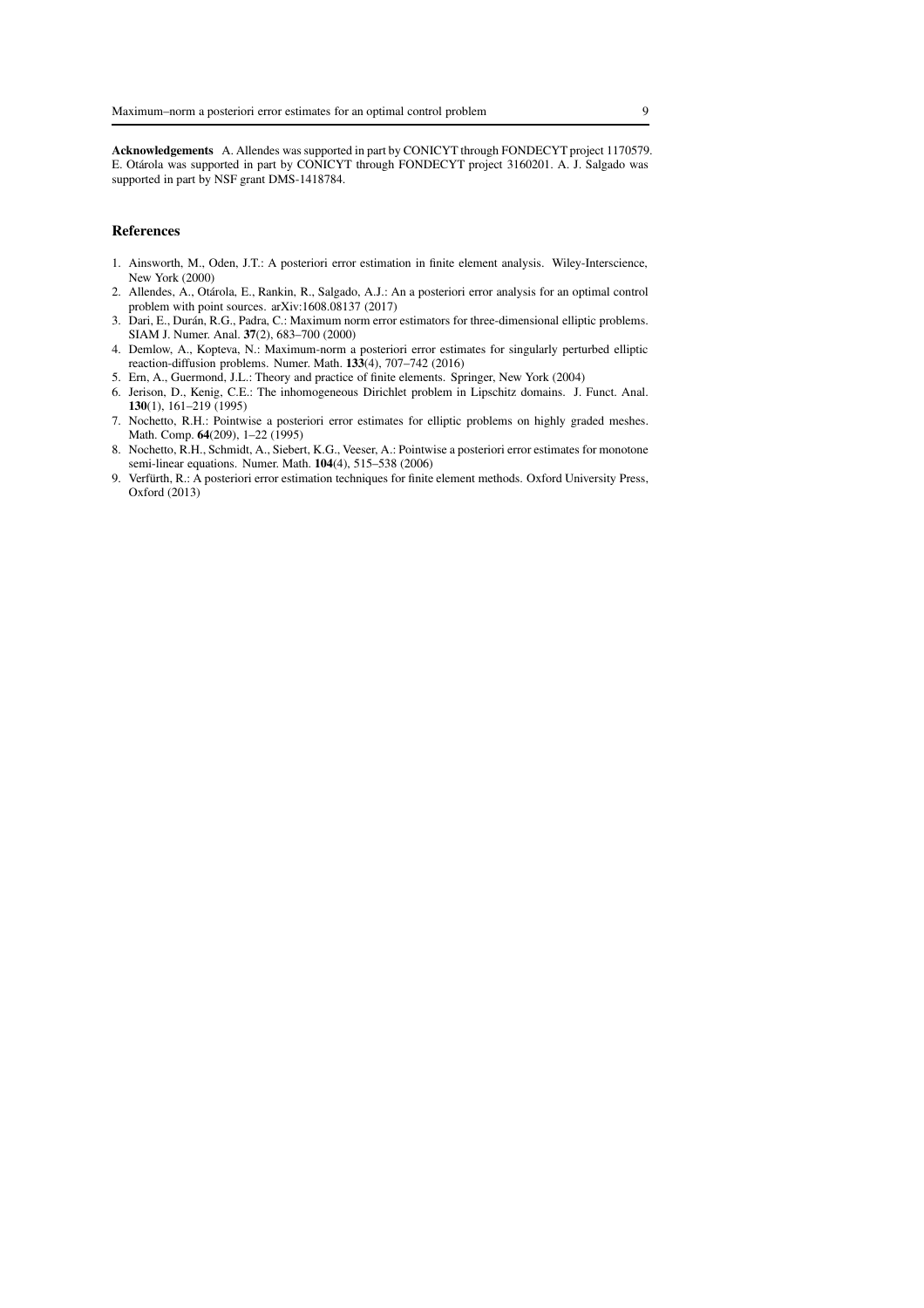**Acknowledgements** A. Allendes was supported in part by CONICYT through FONDECYT project 1170579. E. Otárola was supported in part by CONICYT through FONDECYT project 3160201. A. J. Salgado was supported in part by NSF grant DMS-1418784.

## References

1. Ainsworth, M., Oden, J.T.: A posteriori error estimation in finite element analysis. Wiley-Interscience, New York (2000)
2. Allendes, A., Otárola, E., Rankin, R., Salgado, A.J.: An a posteriori error analysis for an optimal control problem with point sources. arXiv:1608.08137 (2017)
3. Dari, E., Durán, R.G., Padra, C.: Maximum norm error estimators for three-dimensional elliptic problems. SIAM J. Numer. Anal. **37**(2), 683–700 (2000)
4. Demlow, A., Kopteva, N.: Maximum-norm a posteriori error estimates for singularly perturbed elliptic reaction-diffusion problems. Numer. Math. **133**(4), 707–742 (2016)
5. Ern, A., Guermond, J.L.: Theory and practice of finite elements. Springer, New York (2004)
6. Jerison, D., Kenig, C.E.: The inhomogeneous Dirichlet problem in Lipschitz domains. J. Funct. Anal. **130**(1), 161–219 (1995)
7. Nochetto, R.H.: Pointwise a posteriori error estimates for elliptic problems on highly graded meshes. Math. Comp. **64**(209), 1–22 (1995)
8. Nochetto, R.H., Schmidt, A., Siebert, K.G., Veeser, A.: Pointwise a posteriori error estimates for monotone semi-linear equations. Numer. Math. **104**(4), 515–538 (2006)
9. Verfürth, R.: A posteriori error estimation techniques for finite element methods. Oxford University Press, Oxford (2013)